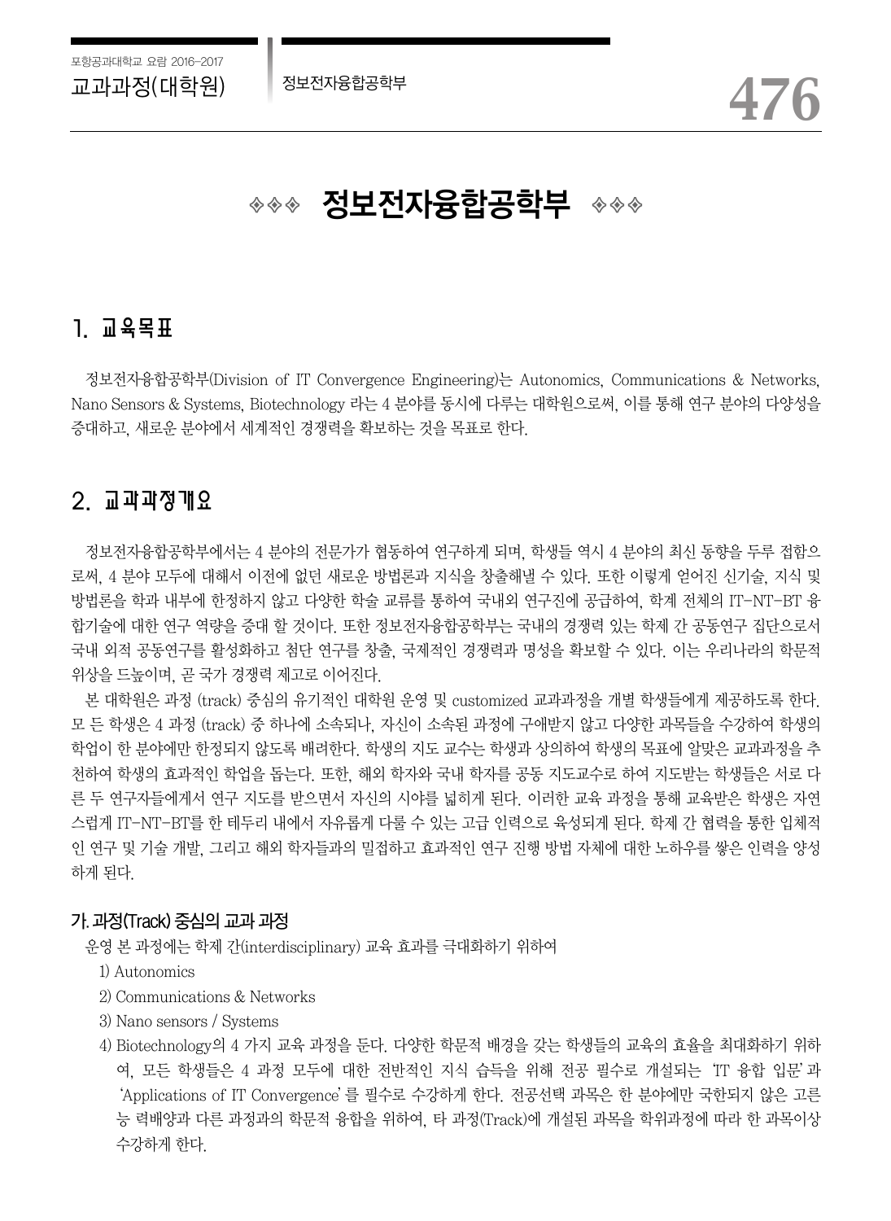# ◈◈◈ 정보전자융합공학부 ◈◈◈

## 1. 교육목표

정보전자융합공학부(Division of IT Convergence Engineering)는 Autonomics, Communications & Networks, Nano Sensors & Systems, Biotechnology 라는 4 분야를 동시에 다루는 대학원으로써, 이를 통해 연구 분야의 다양성을 증대하고, 새로운 분야에서 세계적인 경쟁력을 확보하는 것을 목표로 한다.

## 2. 교과과정개요

정보전자융합공학부에서는 4 분야의 전문가가 협동하여 연구하게 되며, 학생들 역시 4 분야의 최신 동향을 두루 접함으로써, 4 분야 모두에 대해서 이전에 없던 새로운 방법론과 지식을 창출해낼 수 있다. 또한 이렇게 얻어진 신기술, 지식 및 방법론을 학과 내부에 한정하지 않고 다양한 학술 교류를 통하여 국내외 연구진에 공급하여, 학계 전체의 IT-NT-BT 융합기술에 대한 연구 역량을 증대 할 것이다. 또한 정보전자융합공학부는 국내의 경쟁력 있는 학제 간 공동연구 집단으로서 국내 외적 공동연구를 활성화하고 첨단 연구를 창출, 국제적인 경쟁력과 명성을 확보할 수 있다. 이는 우리나라의 학문적 위상을 드높이며, 곧 국가 경쟁력 제고로 이어진다.

본 대학원은 과정 (track) 중심의 유기적인 대학원 운영 및 customized 교과과정을 개별 학생들에게 제공하도록 한다. 모 든 학생은 4 과정 (track) 중 하나에 소속되나, 자신이 소속된 과정에 구애받지 않고 다양한 과목들을 수강하여 학생의 학업이 한 분야에만 한정되지 않도록 배려한다. 학생의 지도 교수는 학생과 상의하여 학생의 목표에 알맞은 교과과정을 추천하여 학생의 효과적인 학업을 돕는다. 또한, 해외 학자와 국내 학자를 공동 지도교수로 하여 지도받는 학생들은 서로 다른 두 연구자들에게서 연구 지도를 받으면서 자신의 시야를 넓히게 된다. 이러한 교육 과정을 통해 교육받은 학생은 자연스럽게 IT-NT-BT를 한 테두리 내에서 자유롭게 다룰 수 있는 고급 인력으로 육성되게 된다. 학제 간 협력을 통한 입체적인 연구 및 기술 개발, 그리고 해외 학자들과의 밀접하고 효과적인 연구 진행 방법 자체에 대한 노하우를 쌓은 인력을 양성하게 된다.

### 가. 과정(Track) 중심의 교과 과정

운영 본 과정에는 학제 간(interdisciplinary) 교육 효과를 극대화하기 위하여

1) Autonomics
2) Communications & Networks
3) Nano sensors / Systems
4) Biotechnology의 4 가지 교육 과정을 둔다. 다양한 학문적 배경을 갖는 학생들의 교육의 효율을 최대화하기 위하여, 모든 학생들은 4 과정 모두에 대한 전반적인 지식 습득을 위해 전공 필수로 개설되는 'IT 융합 입문' 과 'Applications of IT Convergence' 를 필수로 수강하게 한다. 전공선택 과목은 한 분야에만 국한되지 않은 고른 능 력배양과 다른 과정과의 학문적 융합을 위하여, 타 과정(Track)에 개설된 과목을 학위과정에 따라 한 과목이상 수강하게 한다.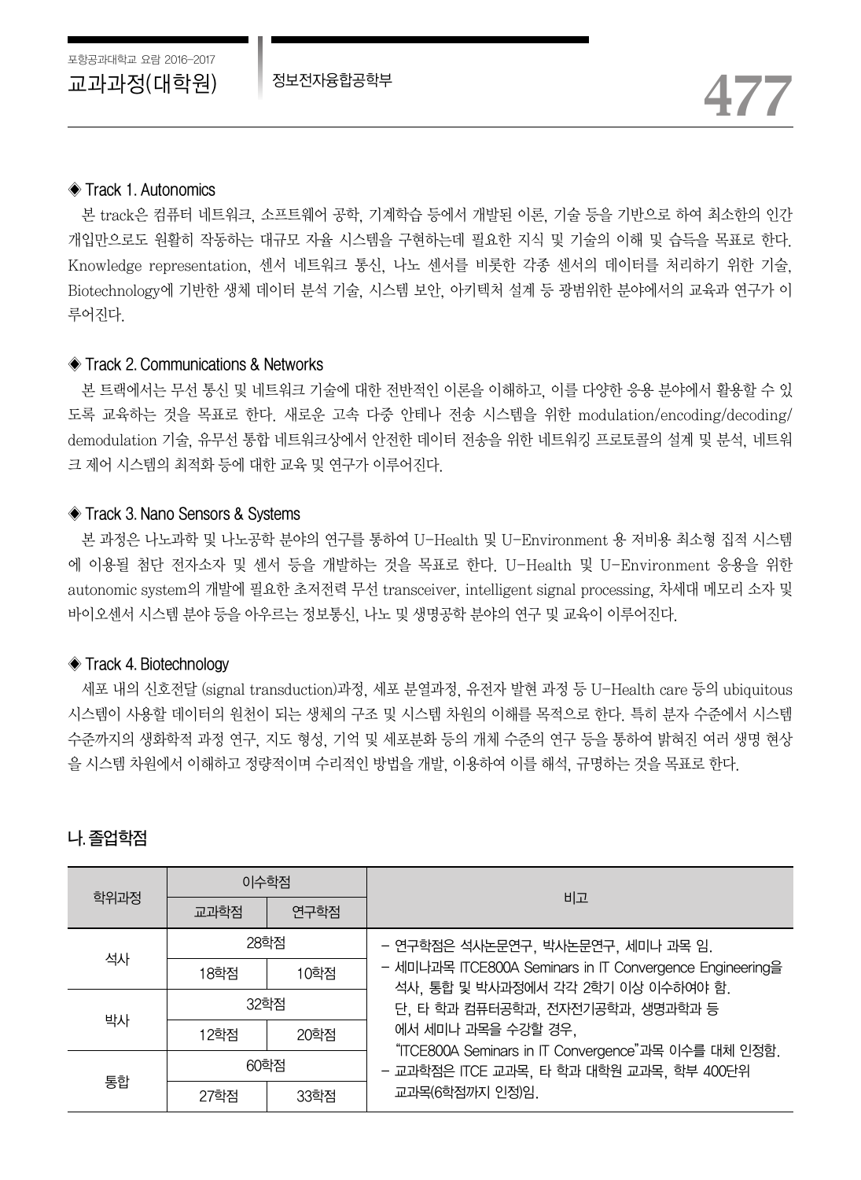◈ Track 1. Autonomics

본 track은 컴퓨터 네트워크, 소프트웨어 공학, 기계학습 등에서 개발된 이론, 기술 등을 기반으로 하여 최소한의 인간 개입만으로도 원활히 작동하는 대규모 자율 시스템을 구현하는데 필요한 지식 및 기술의 이해 및 습득을 목표로 한다. Knowledge representation, 센서 네트워크 통신, 나노 센서를 비롯한 각종 센서의 데이터를 처리하기 위한 기술, Biotechnology에 기반한 생체 데이터 분석 기술, 시스템 보안, 아키텍처 설계 등 광범위한 분야에서의 교육과 연구가 이루어진다.

◈ Track 2. Communications & Networks

본 트랙에서는 무선 통신 및 네트워크 기술에 대한 전반적인 이론을 이해하고, 이를 다양한 응용 분야에서 활용할 수 있도록 교육하는 것을 목표로 한다. 새로운 고속 다중 안테나 전송 시스템을 위한 modulation/encoding/decoding/demodulation 기술, 유무선 통합 네트워크상에서 안전한 데이터 전송을 위한 네트워킹 프로토콜의 설계 및 분석, 네트워크 제어 시스템의 최적화 등에 대한 교육 및 연구가 이루어진다.

◈ Track 3. Nano Sensors & Systems

본 과정은 나노과학 및 나노공학 분야의 연구를 통하여 U-Health 및 U-Environment 용 저비용 최소형 집적 시스템에 이용될 첨단 전자소자 및 센서 등을 개발하는 것을 목표로 한다. U-Health 및 U-Environment 응용을 위한 autonomic system의 개발에 필요한 초저전력 무선 transceiver, intelligent signal processing, 차세대 메모리 소자 및 바이오센서 시스템 분야 등을 아우르는 정보통신, 나노 및 생명공학 분야의 연구 및 교육이 이루어진다.

◈ Track 4. Biotechnology

세포 내의 신호전달 (signal transduction)과정, 세포 분열과정, 유전자 발현 과정 등 U-Health care 등의 ubiquitous 시스템이 사용할 데이터의 원천이 되는 생체의 구조 및 시스템 차원의 이해를 목적으로 한다. 특히 분자 수준에서 시스템 수준까지의 생화학적 과정 연구, 지도 형성, 기억 및 세포분화 등의 개체 수준의 연구 등을 통하여 밝혀진 여러 생명 현상을 시스템 차원에서 이해하고 정량적이며 수리적인 방법을 개발, 이용하여 이를 해석, 규명하는 것을 목표로 한다.

## 나. 졸업학점

| 학위과정 | 이수학점 | | 비고 |
|---|---|---|---|
| | 교과학점 | 연구학점 | |
| 석사 | 28학점 | | - 연구학점은 석사논문연구, 박사논문연구, 세미나 과목 임.<br>- 세미나과목 ITCE800A Seminars in IT Convergence Engineering을 석사, 통합 및 박사과정에서 각각 2학기 이상 이수하여야 함. 단, 타 학과 컴퓨터공학과, 전자전기공학과, 생명과학과 등에서 세미나 과목을 수강할 경우, "ITCE800A Seminars in IT Convergence"과목 이수를 대체 인정함.<br>- 교과학점은 ITCE 교과목, 타 학과 대학원 교과목, 학부 400단위 교과목(6학점까지 인정)임. |
| | 18학점 | 10학점 | |
| 박사 | 32학점 | | |
| | 12학점 | 20학점 | |
| 통합 | 60학점 | | |
| | 27학점 | 33학점 | |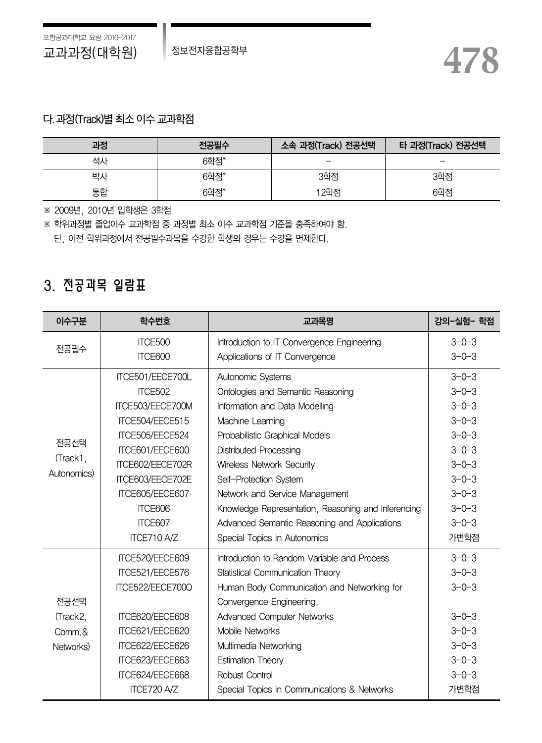### 다. 과정(Track)별 최소 이수 교과학점

| 과정 | 전공필수 | 소속 과정(Track) 전공선택 | 타 과정(Track) 전공선택 |
|---|---|---|---|
| 석사 | 6학점* | – | – |
| 박사 | 6학점* | 3학점 | 3학점 |
| 통합 | 6학점* | 12학점 | 6학점 |

※ 2009년, 2010년 입학생은 3학점

※ 학위과정별 졸업이수 교과학점 중 과정별 최소 이수 교과학점 기준을 충족하여야 함.
  단, 이전 학위과정에서 전공필수과목을 수강한 학생의 경우는 수강을 면제한다.

## 3. 전공과목 일람표

| 이수구분 | 학수번호 | 교과목명 | 강의–실험– 학점 |
|---|---|---|---|
| 전공필수 | ITCE500 | Introduction to IT Convergence Engineering | 3–0–3 |
| | ITCE600 | Applications of IT Convergence | 3–0–3 |
| 전공선택 (Track1, Autonomics) | ITCE501/EECE700L | Autonomic Systems | 3–0–3 |
| | ITCE502 | Ontologies and Semantic Reasoning | 3–0–3 |
| | ITCE503/EECE700M | Information and Data Modelling | 3–0–3 |
| | ITCE504/EECE515 | Machine Learning | 3–0–3 |
| | ITCE505/EECE524 | Probabilistic Graphical Models | 3–0–3 |
| | ITCE601/EECE600 | Distributed Processing | 3–0–3 |
| | ITCE602/EECE702R | Wireless Network Security | 3–0–3 |
| | ITCE603/EECE702E | Self–Protection System | 3–0–3 |
| | ITCE605/EECE607 | Network and Service Management | 3–0–3 |
| | ITCE606 | Knowledge Representation, Reasoning and Inferencing | 3–0–3 |
| | ITCE607 | Advanced Semantic Reasoning and Applications | 3–0–3 |
| | ITCE710 A/Z | Special Topics in Autonomics | 가변학점 |
| 전공선택 (Track2, Comm.& Networks) | ITCE520/EECE609 | Introduction to Random Variable and Process | 3–0–3 |
| | ITCE521/EECE576 | Statistical Communication Theory | 3–0–3 |
| | ITCE522/EECE700O | Human Body Communication and Networking for Convergence Engineering. | 3–0–3 |
| | ITCE620/EECE608 | Advanced Computer Networks | 3–0–3 |
| | ITCE621/EECE620 | Mobile Networks | 3–0–3 |
| | ITCE622/EECE626 | Multimedia Networking | 3–0–3 |
| | ITCE623/EECE663 | Estimation Theory | 3–0–3 |
| | ITCE624/EECE668 | Robust Control | 3–0–3 |
| | ITCE720 A/Z | Special Topics in Communications & Networks | 가변학점 |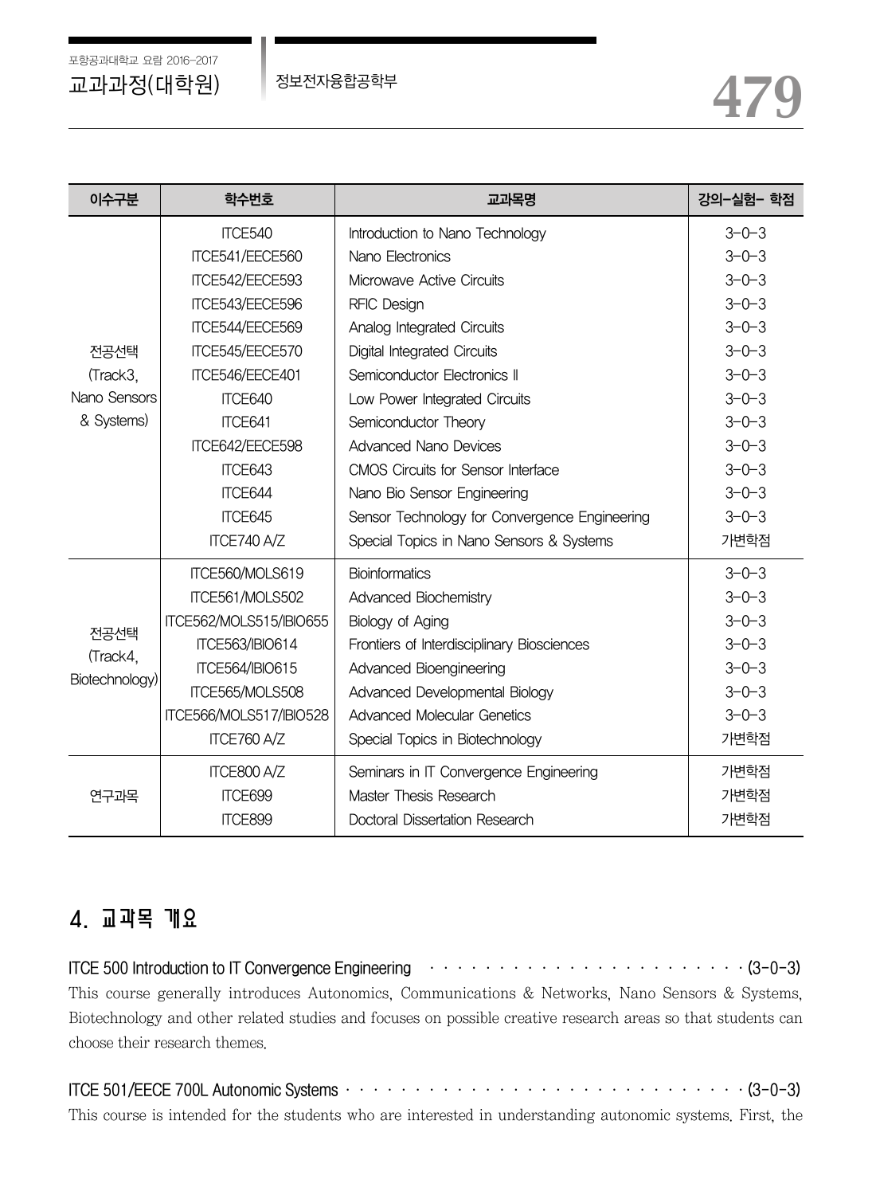| 이수구분 | 학수번호 | 교과목명 | 강의-실험- 학점 |
|---|---|---|---|
| 전공선택 (Track3, Nano Sensors & Systems) | ITCE540 | Introduction to Nano Technology | 3-0-3 |
| | ITCE541/EECE560 | Nano Electronics | 3-0-3 |
| | ITCE542/EECE593 | Microwave Active Circuits | 3-0-3 |
| | ITCE543/EECE596 | RFIC Design | 3-0-3 |
| | ITCE544/EECE569 | Analog Integrated Circuits | 3-0-3 |
| | ITCE545/EECE570 | Digital Integrated Circuits | 3-0-3 |
| | ITCE546/EECE401 | Semiconductor Electronics II | 3-0-3 |
| | ITCE640 | Low Power Integrated Circuits | 3-0-3 |
| | ITCE641 | Semiconductor Theory | 3-0-3 |
| | ITCE642/EECE598 | Advanced Nano Devices | 3-0-3 |
| | ITCE643 | CMOS Circuits for Sensor Interface | 3-0-3 |
| | ITCE644 | Nano Bio Sensor Engineering | 3-0-3 |
| | ITCE645 | Sensor Technology for Convergence Engineering | 3-0-3 |
| | ITCE740 A/Z | Special Topics in Nano Sensors & Systems | 가변학점 |
| 전공선택 (Track4, Biotechnology) | ITCE560/MOLS619 | Bioinformatics | 3-0-3 |
| | ITCE561/MOLS502 | Advanced Biochemistry | 3-0-3 |
| | ITCE562/MOLS515/IBIO655 | Biology of Aging | 3-0-3 |
| | ITCE563/IBIO614 | Frontiers of Interdisciplinary Biosciences | 3-0-3 |
| | ITCE564/IBIO615 | Advanced Bioengineering | 3-0-3 |
| | ITCE565/MOLS508 | Advanced Developmental Biology | 3-0-3 |
| | ITCE566/MOLS517/IBIO528 | Advanced Molecular Genetics | 3-0-3 |
| | ITCE760 A/Z | Special Topics in Biotechnology | 가변학점 |
| 연구과목 | ITCE800 A/Z | Seminars in IT Convergence Engineering | 가변학점 |
| | ITCE699 | Master Thesis Research | 가변학점 |
| | ITCE899 | Doctoral Dissertation Research | 가변학점 |

## 4. 교과목 개요

**ITCE 500 Introduction to IT Convergence Engineering** · · · · · · · · · · · · · · · · · · · · · · · (3-0-3)

This course generally introduces Autonomics, Communications & Networks, Nano Sensors & Systems, Biotechnology and other related studies and focuses on possible creative research areas so that students can choose their research themes.

**ITCE 501/EECE 700L Autonomic Systems** · · · · · · · · · · · · · · · · · · · · · · · · · · · · · · (3-0-3)

This course is intended for the students who are interested in understanding autonomic systems. First, the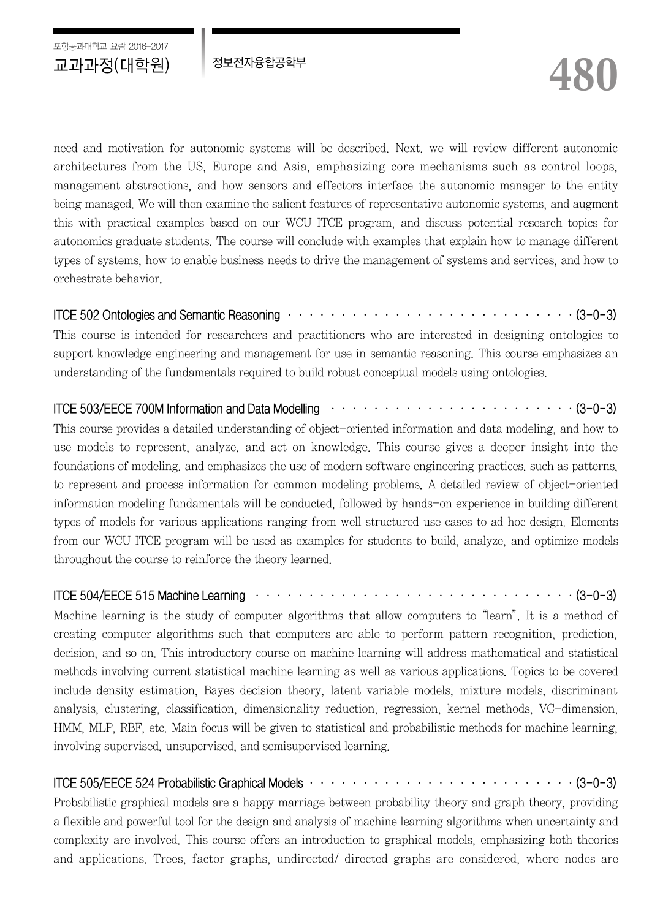need and motivation for autonomic systems will be described. Next, we will review different autonomic architectures from the US, Europe and Asia, emphasizing core mechanisms such as control loops, management abstractions, and how sensors and effectors interface the autonomic manager to the entity being managed. We will then examine the salient features of representative autonomic systems, and augment this with practical examples based on our WCU ITCE program, and discuss potential research topics for autonomics graduate students. The course will conclude with examples that explain how to manage different types of systems, how to enable business needs to drive the management of systems and services, and how to orchestrate behavior.

**ITCE 502 Ontologies and Semantic Reasoning ························· (3-0-3)**

This course is intended for researchers and practitioners who are interested in designing ontologies to support knowledge engineering and management for use in semantic reasoning. This course emphasizes an understanding of the fundamentals required to build robust conceptual models using ontologies.

**ITCE 503/EECE 700M Information and Data Modelling ······················ (3-0-3)**

This course provides a detailed understanding of object-oriented information and data modeling, and how to use models to represent, analyze, and act on knowledge. This course gives a deeper insight into the foundations of modeling, and emphasizes the use of modern software engineering practices, such as patterns, to represent and process information for common modeling problems. A detailed review of object-oriented information modeling fundamentals will be conducted, followed by hands-on experience in building different types of models for various applications ranging from well structured use cases to ad hoc design. Elements from our WCU ITCE program will be used as examples for students to build, analyze, and optimize models throughout the course to reinforce the theory learned.

**ITCE 504/EECE 515 Machine Learning ····························· (3-0-3)**

Machine learning is the study of computer algorithms that allow computers to "learn". It is a method of creating computer algorithms such that computers are able to perform pattern recognition, prediction, decision, and so on. This introductory course on machine learning will address mathematical and statistical methods involving current statistical machine learning as well as various applications. Topics to be covered include density estimation, Bayes decision theory, latent variable models, mixture models, discriminant analysis, clustering, classification, dimensionality reduction, regression, kernel methods, VC-dimension, HMM, MLP, RBF, etc. Main focus will be given to statistical and probabilistic methods for machine learning, involving supervised, unsupervised, and semisupervised learning.

**ITCE 505/EECE 524 Probabilistic Graphical Models ························ (3-0-3)**

Probabilistic graphical models are a happy marriage between probability theory and graph theory, providing a flexible and powerful tool for the design and analysis of machine learning algorithms when uncertainty and complexity are involved. This course offers an introduction to graphical models, emphasizing both theories and applications. Trees, factor graphs, undirected/ directed graphs are considered, where nodes are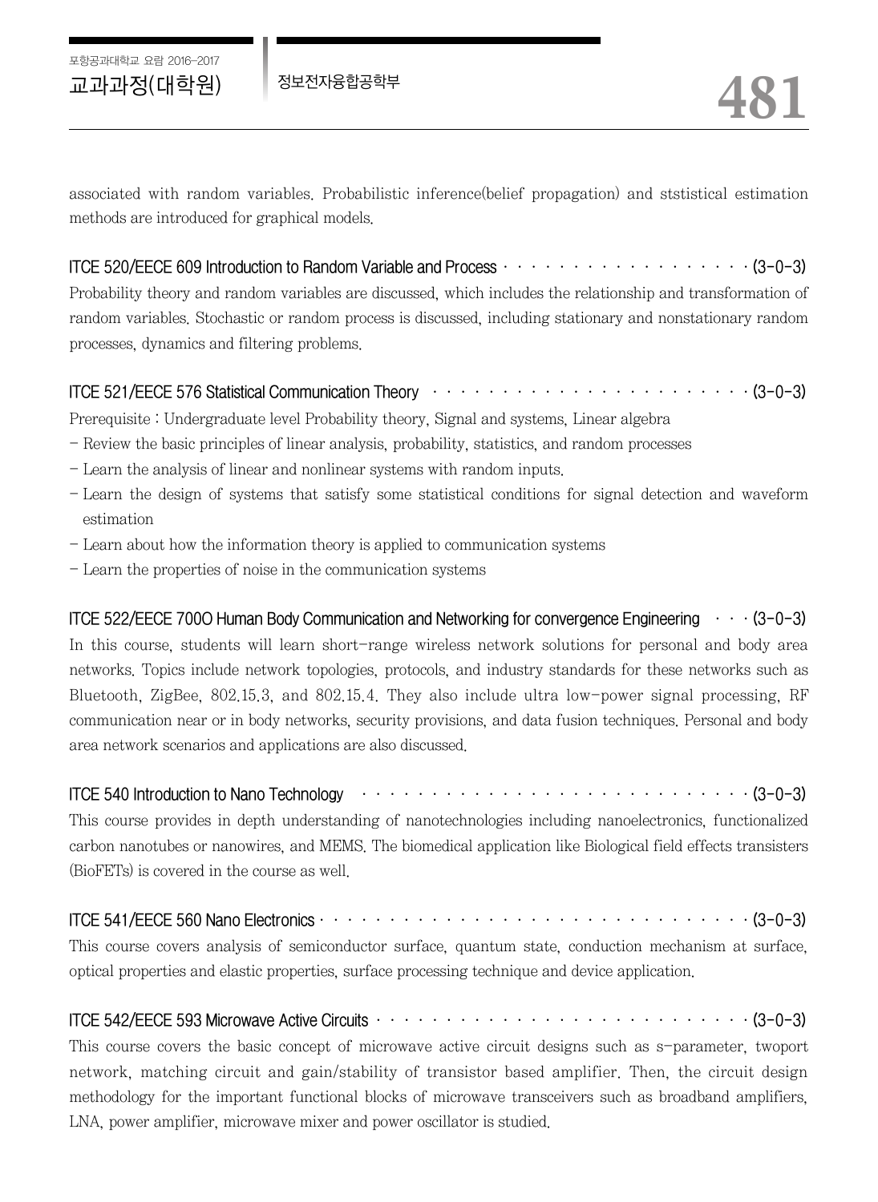associated with random variables. Probabilistic inference(belief propagation) and ststistical estimation methods are introduced for graphical models.

### ITCE 520/EECE 609 Introduction to Random Variable and Process · · · · · · · · · · · · · · · · · · · (3-0-3)

Probability theory and random variables are discussed, which includes the relationship and transformation of random variables. Stochastic or random process is discussed, including stationary and nonstationary random processes, dynamics and filtering problems.

### ITCE 521/EECE 576 Statistical Communication Theory · · · · · · · · · · · · · · · · · · · · · · · (3-0-3)

Prerequisite : Undergraduate level Probability theory, Signal and systems, Linear algebra

- Review the basic principles of linear analysis, probability, statistics, and random processes
- Learn the analysis of linear and nonlinear systems with random inputs.
- Learn the design of systems that satisfy some statistical conditions for signal detection and waveform estimation
- Learn about how the information theory is applied to communication systems
- Learn the properties of noise in the communication systems

### ITCE 522/EECE 700O Human Body Communication and Networking for convergence Engineering · · · (3-0-3)

In this course, students will learn short-range wireless network solutions for personal and body area networks. Topics include network topologies, protocols, and industry standards for these networks such as Bluetooth, ZigBee, 802.15.3, and 802.15.4. They also include ultra low-power signal processing, RF communication near or in body networks, security provisions, and data fusion techniques. Personal and body area network scenarios and applications are also discussed.

### ITCE 540 Introduction to Nano Technology · · · · · · · · · · · · · · · · · · · · · · · · · · · · · (3-0-3)

This course provides in depth understanding of nanotechnologies including nanoelectronics, functionalized carbon nanotubes or nanowires, and MEMS. The biomedical application like Biological field effects transisters (BioFETs) is covered in the course as well.

### ITCE 541/EECE 560 Nano Electronics · · · · · · · · · · · · · · · · · · · · · · · · · · · · · · · · · (3-0-3)

This course covers analysis of semiconductor surface, quantum state, conduction mechanism at surface, optical properties and elastic properties, surface processing technique and device application.

### ITCE 542/EECE 593 Microwave Active Circuits · · · · · · · · · · · · · · · · · · · · · · · · · · · · (3-0-3)

This course covers the basic concept of microwave active circuit designs such as s-parameter, twoport network, matching circuit and gain/stability of transistor based amplifier. Then, the circuit design methodology for the important functional blocks of microwave transceivers such as broadband amplifiers, LNA, power amplifier, microwave mixer and power oscillator is studied.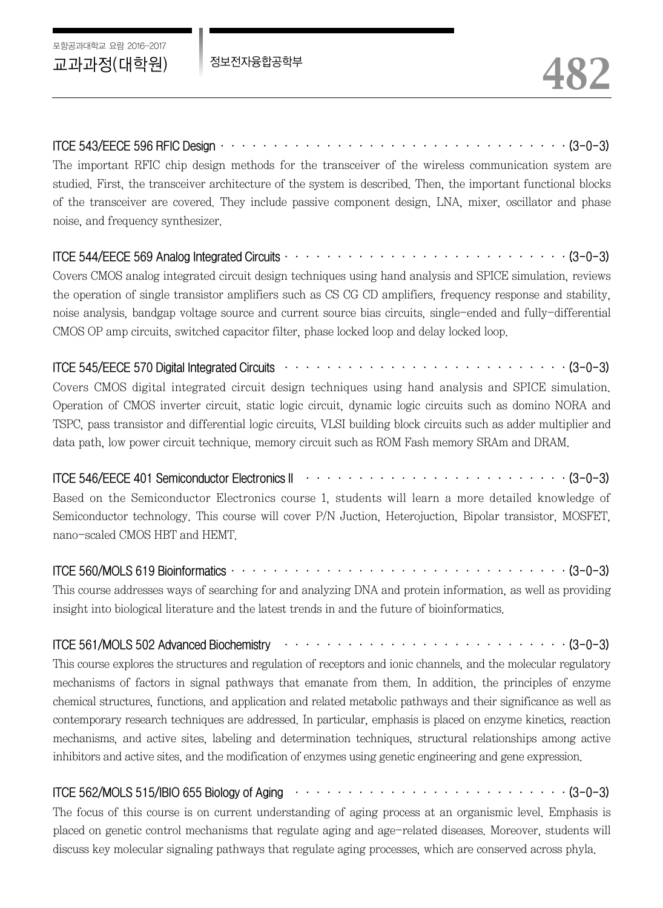**ITCE 543/EECE 596 RFIC Design** (3-0-3)

The important RFIC chip design methods for the transceiver of the wireless communication system are studied. First, the transceiver architecture of the system is described. Then, the important functional blocks of the transceiver are covered. They include passive component design, LNA, mixer, oscillator and phase noise, and frequency synthesizer.

**ITCE 544/EECE 569 Analog Integrated Circuits** (3-0-3)

Covers CMOS analog integrated circuit design techniques using hand analysis and SPICE simulation, reviews the operation of single transistor amplifiers such as CS CG CD amplifiers, frequency response and stability, noise analysis, bandgap voltage source and current source bias circuits, single-ended and fully-differential CMOS OP amp circuits, switched capacitor filter, phase locked loop and delay locked loop.

**ITCE 545/EECE 570 Digital Integrated Circuits** (3-0-3)

Covers CMOS digital integrated circuit design techniques using hand analysis and SPICE simulation. Operation of CMOS inverter circuit, static logic circuit, dynamic logic circuits such as domino NORA and TSPC, pass transistor and differential logic circuits, VLSI building block circuits such as adder multiplier and data path, low power circuit technique, memory circuit such as ROM Fash memory SRAm and DRAM.

**ITCE 546/EECE 401 Semiconductor Electronics II** (3-0-3)

Based on the Semiconductor Electronics course 1, students will learn a more detailed knowledge of Semiconductor technology. This course will cover P/N Juction, Heterojuction, Bipolar transistor, MOSFET, nano-scaled CMOS HBT and HEMT.

**ITCE 560/MOLS 619 Bioinformatics** (3-0-3)

This course addresses ways of searching for and analyzing DNA and protein information, as well as providing insight into biological literature and the latest trends in and the future of bioinformatics.

**ITCE 561/MOLS 502 Advanced Biochemistry** (3-0-3)

This course explores the structures and regulation of receptors and ionic channels, and the molecular regulatory mechanisms of factors in signal pathways that emanate from them. In addition, the principles of enzyme chemical structures, functions, and application and related metabolic pathways and their significance as well as contemporary research techniques are addressed. In particular, emphasis is placed on enzyme kinetics, reaction mechanisms, and active sites, labeling and determination techniques, structural relationships among active inhibitors and active sites, and the modification of enzymes using genetic engineering and gene expression.

**ITCE 562/MOLS 515/IBIO 655 Biology of Aging** (3-0-3)

The focus of this course is on current understanding of aging process at an organismic level. Emphasis is placed on genetic control mechanisms that regulate aging and age-related diseases. Moreover, students will discuss key molecular signaling pathways that regulate aging processes, which are conserved across phyla.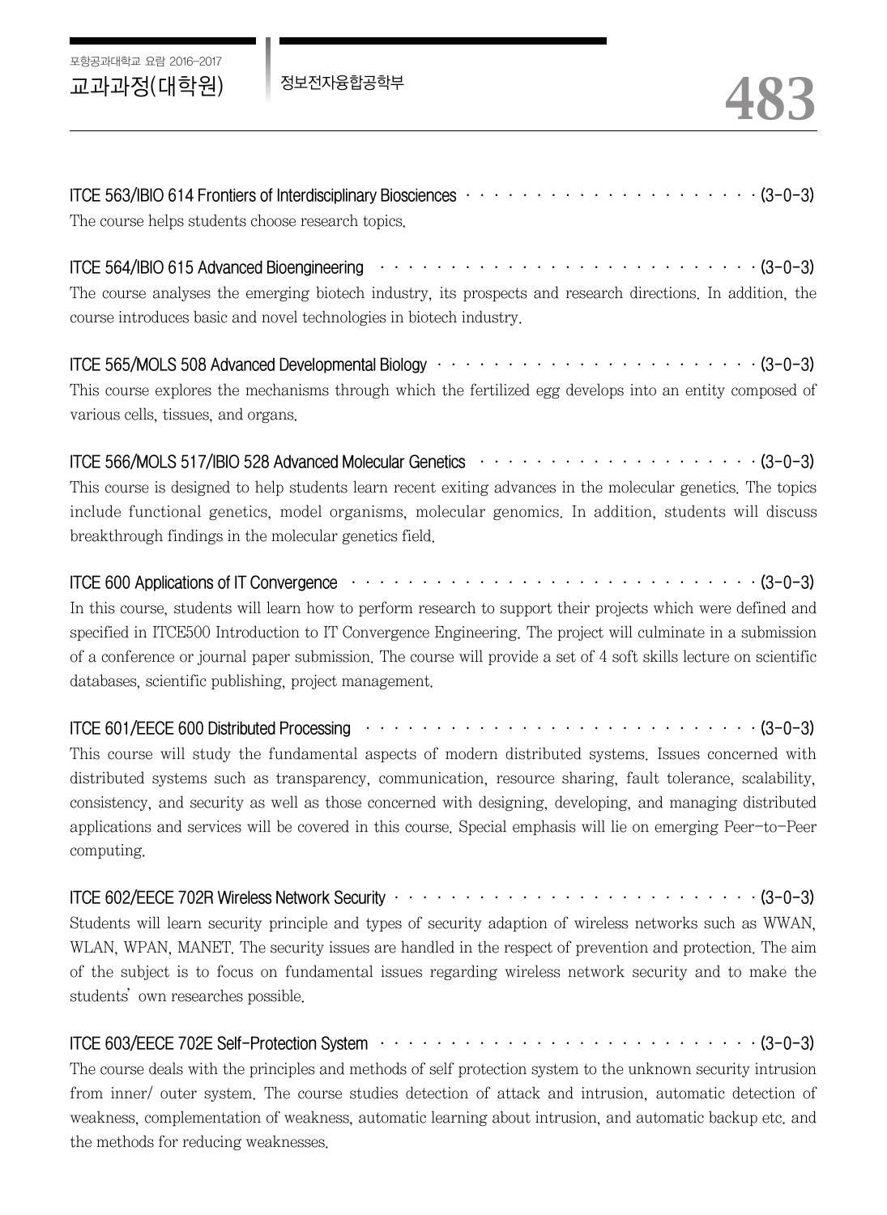**ITCE 563/IBIO 614 Frontiers of Interdisciplinary Biosciences** · · · · · · · · · · · · · · · · · · · · · · (3-0-3)

The course helps students choose research topics.

**ITCE 564/IBIO 615 Advanced Bioengineering** · · · · · · · · · · · · · · · · · · · · · · · · · · · · (3-0-3)

The course analyses the emerging biotech industry, its prospects and research directions. In addition, the course introduces basic and novel technologies in biotech industry.

**ITCE 565/MOLS 508 Advanced Developmental Biology** · · · · · · · · · · · · · · · · · · · · · · · · (3-0-3)

This course explores the mechanisms through which the fertilized egg develops into an entity composed of various cells, tissues, and organs.

**ITCE 566/MOLS 517/IBIO 528 Advanced Molecular Genetics** · · · · · · · · · · · · · · · · · · · · · (3-0-3)

This course is designed to help students learn recent exiting advances in the molecular genetics. The topics include functional genetics, model organisms, molecular genomics. In addition, students will discuss breakthrough findings in the molecular genetics field.

**ITCE 600 Applications of IT Convergence** · · · · · · · · · · · · · · · · · · · · · · · · · · · · · · (3-0-3)

In this course, students will learn how to perform research to support their projects which were defined and specified in ITCE500 Introduction to IT Convergence Engineering. The project will culminate in a submission of a conference or journal paper submission. The course will provide a set of 4 soft skills lecture on scientific databases, scientific publishing, project management.

**ITCE 601/EECE 600 Distributed Processing** · · · · · · · · · · · · · · · · · · · · · · · · · · · · · (3-0-3)

This course will study the fundamental aspects of modern distributed systems. Issues concerned with distributed systems such as transparency, communication, resource sharing, fault tolerance, scalability, consistency, and security as well as those concerned with designing, developing, and managing distributed applications and services will be covered in this course. Special emphasis will lie on emerging Peer-to-Peer computing.

**ITCE 602/EECE 702R Wireless Network Security** · · · · · · · · · · · · · · · · · · · · · · · · · · (3-0-3)

Students will learn security principle and types of security adaption of wireless networks such as WWAN, WLAN, WPAN, MANET. The security issues are handled in the respect of prevention and protection. The aim of the subject is to focus on fundamental issues regarding wireless network security and to make the students' own researches possible.

**ITCE 603/EECE 702E Self-Protection System** · · · · · · · · · · · · · · · · · · · · · · · · · · · (3-0-3)

The course deals with the principles and methods of self protection system to the unknown security intrusion from inner/ outer system. The course studies detection of attack and intrusion, automatic detection of weakness, complementation of weakness, automatic learning about intrusion, and automatic backup etc. and the methods for reducing weaknesses.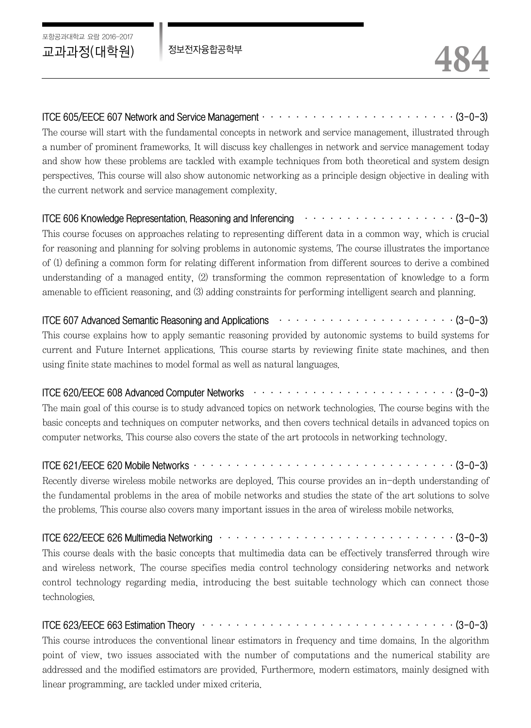ITCE 605/EECE 607 Network and Service Management · · · · · · · · · · · · · · · · · · · · · · · (3-0-3)

The course will start with the fundamental concepts in network and service management, illustrated through a number of prominent frameworks. It will discuss key challenges in network and service management today and show how these problems are tackled with example techniques from both theoretical and system design perspectives. This course will also show autonomic networking as a principle design objective in dealing with the current network and service management complexity.

ITCE 606 Knowledge Representation, Reasoning and Inferencing · · · · · · · · · · · · · · · · · · (3-0-3)

This course focuses on approaches relating to representing different data in a common way, which is crucial for reasoning and planning for solving problems in autonomic systems. The course illustrates the importance of (1) defining a common form for relating different information from different sources to derive a combined understanding of a managed entity, (2) transforming the common representation of knowledge to a form amenable to efficient reasoning, and (3) adding constraints for performing intelligent search and planning.

ITCE 607 Advanced Semantic Reasoning and Applications · · · · · · · · · · · · · · · · · · · · · (3-0-3)

This course explains how to apply semantic reasoning provided by autonomic systems to build systems for current and Future Internet applications. This course starts by reviewing finite state machines, and then using finite state machines to model formal as well as natural languages.

ITCE 620/EECE 608 Advanced Computer Networks · · · · · · · · · · · · · · · · · · · · · · · · (3-0-3)

The main goal of this course is to study advanced topics on network technologies. The course begins with the basic concepts and techniques on computer networks, and then covers technical details in advanced topics on computer networks. This course also covers the state of the art protocols in networking technology.

ITCE 621/EECE 620 Mobile Networks · · · · · · · · · · · · · · · · · · · · · · · · · · · · · · · · (3-0-3)

Recently diverse wireless mobile networks are deployed. This course provides an in-depth understanding of the fundamental problems in the area of mobile networks and studies the state of the art solutions to solve the problems. This course also covers many important issues in the area of wireless mobile networks.

ITCE 622/EECE 626 Multimedia Networking · · · · · · · · · · · · · · · · · · · · · · · · · · · · (3-0-3)

This course deals with the basic concepts that multimedia data can be effectively transferred through wire and wireless network. The course specifies media control technology considering networks and network control technology regarding media, introducing the best suitable technology which can connect those technologies.

ITCE 623/EECE 663 Estimation Theory · · · · · · · · · · · · · · · · · · · · · · · · · · · · · · · (3-0-3)

This course introduces the conventional linear estimators in frequency and time domains. In the algorithm point of view, two issues associated with the number of computations and the numerical stability are addressed and the modified estimators are provided. Furthermore, modern estimators, mainly designed with linear programming, are tackled under mixed criteria.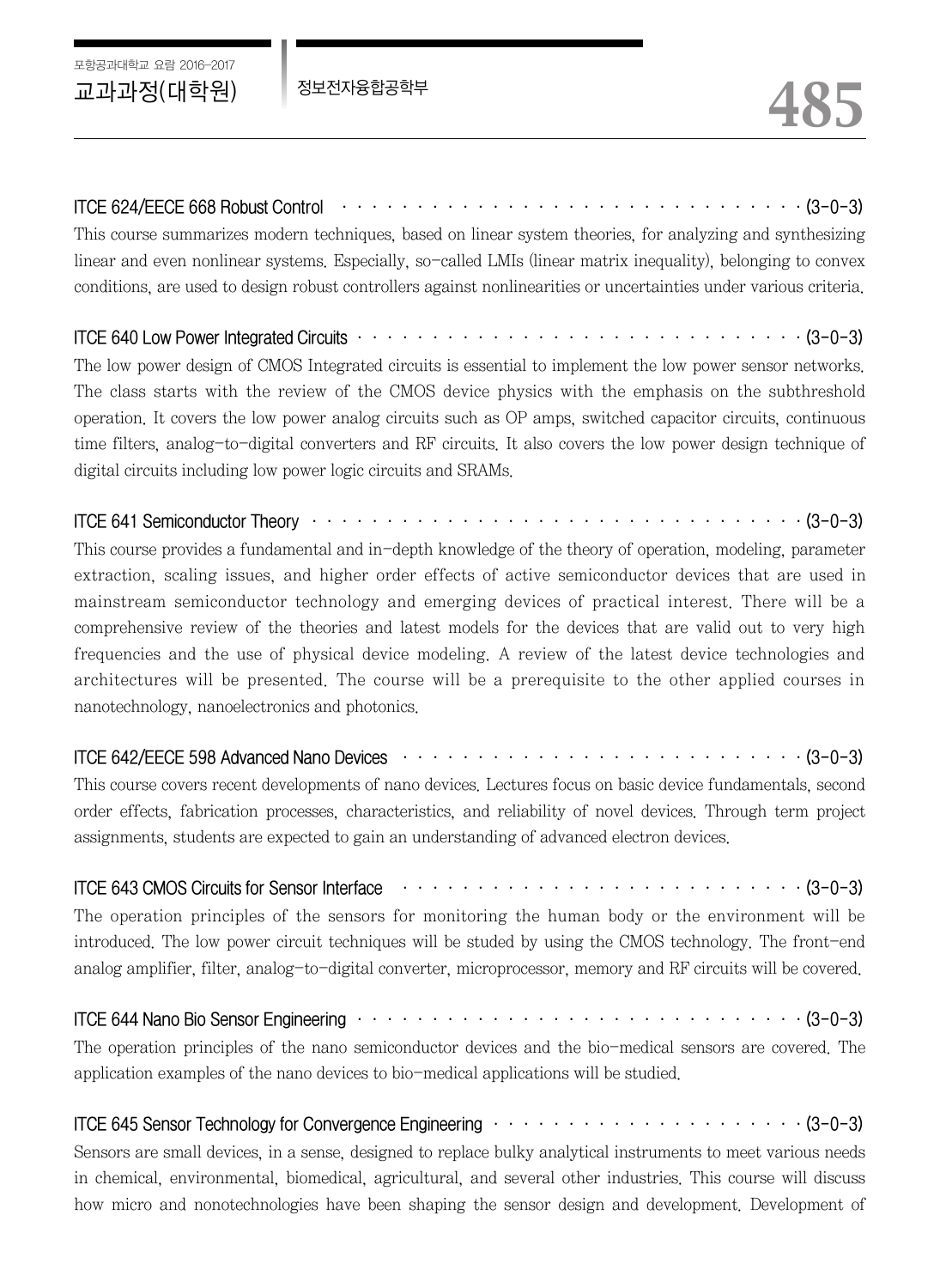**ITCE 624/EECE 668 Robust Control** ········································ (3-0-3)

This course summarizes modern techniques, based on linear system theories, for analyzing and synthesizing linear and even nonlinear systems. Especially, so-called LMIs (linear matrix inequality), belonging to convex conditions, are used to design robust controllers against nonlinearities or uncertainties under various criteria.

**ITCE 640 Low Power Integrated Circuits** ········································ (3-0-3)

The low power design of CMOS Integrated circuits is essential to implement the low power sensor networks. The class starts with the review of the CMOS device physics with the emphasis on the subthreshold operation. It covers the low power analog circuits such as OP amps, switched capacitor circuits, continuous time filters, analog-to-digital converters and RF circuits. It also covers the low power design technique of digital circuits including low power logic circuits and SRAMs.

**ITCE 641 Semiconductor Theory** ········································ (3-0-3)

This course provides a fundamental and in-depth knowledge of the theory of operation, modeling, parameter extraction, scaling issues, and higher order effects of active semiconductor devices that are used in mainstream semiconductor technology and emerging devices of practical interest. There will be a comprehensive review of the theories and latest models for the devices that are valid out to very high frequencies and the use of physical device modeling. A review of the latest device technologies and architectures will be presented. The course will be a prerequisite to the other applied courses in nanotechnology, nanoelectronics and photonics.

**ITCE 642/EECE 598 Advanced Nano Devices** ········································ (3-0-3)

This course covers recent developments of nano devices. Lectures focus on basic device fundamentals, second order effects, fabrication processes, characteristics, and reliability of novel devices. Through term project assignments, students are expected to gain an understanding of advanced electron devices.

**ITCE 643 CMOS Circuits for Sensor Interface** ········································ (3-0-3)

The operation principles of the sensors for monitoring the human body or the environment will be introduced. The low power circuit techniques will be studed by using the CMOS technology. The front-end analog amplifier, filter, analog-to-digital converter, microprocessor, memory and RF circuits will be covered.

**ITCE 644 Nano Bio Sensor Engineering** ········································ (3-0-3)

The operation principles of the nano semiconductor devices and the bio-medical sensors are covered. The application examples of the nano devices to bio-medical applications will be studied.

**ITCE 645 Sensor Technology for Convergence Engineering** ········································ (3-0-3)

Sensors are small devices, in a sense, designed to replace bulky analytical instruments to meet various needs in chemical, environmental, biomedical, agricultural, and several other industries. This course will discuss how micro and nonotechnologies have been shaping the sensor design and development. Development of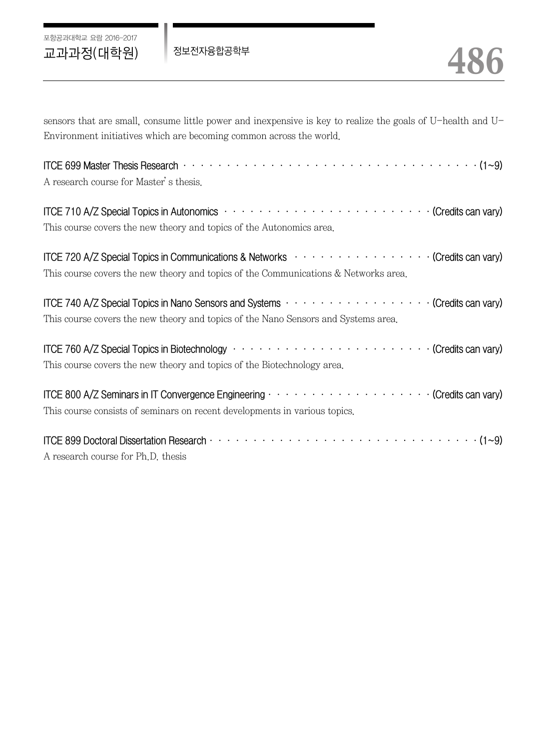sensors that are small, consume little power and inexpensive is key to realize the goals of U-health and U-Environment initiatives which are becoming common across the world.

**ITCE 699 Master Thesis Research** · · · · · · · · · · · · · · · · · · · · · · · · · · · · · · · · · · · (1~9)
A research course for Master's thesis.

**ITCE 710 A/Z Special Topics in Autonomics** · · · · · · · · · · · · · · · · · · · · · · · · (Credits can vary)
This course covers the new theory and topics of the Autonomics area.

**ITCE 720 A/Z Special Topics in Communications & Networks** · · · · · · · · · · · · · · · · (Credits can vary)
This course covers the new theory and topics of the Communications & Networks area.

**ITCE 740 A/Z Special Topics in Nano Sensors and Systems** · · · · · · · · · · · · · · · · · (Credits can vary)
This course covers the new theory and topics of the Nano Sensors and Systems area.

**ITCE 760 A/Z Special Topics in Biotechnology** · · · · · · · · · · · · · · · · · · · · · · · (Credits can vary)
This course covers the new theory and topics of the Biotechnology area.

**ITCE 800 A/Z Seminars in IT Convergence Engineering** · · · · · · · · · · · · · · · · · · · (Credits can vary)
This course consists of seminars on recent developments in various topics.

**ITCE 899 Doctoral Dissertation Research** · · · · · · · · · · · · · · · · · · · · · · · · · · · · · · · · (1~9)
A research course for Ph.D. thesis